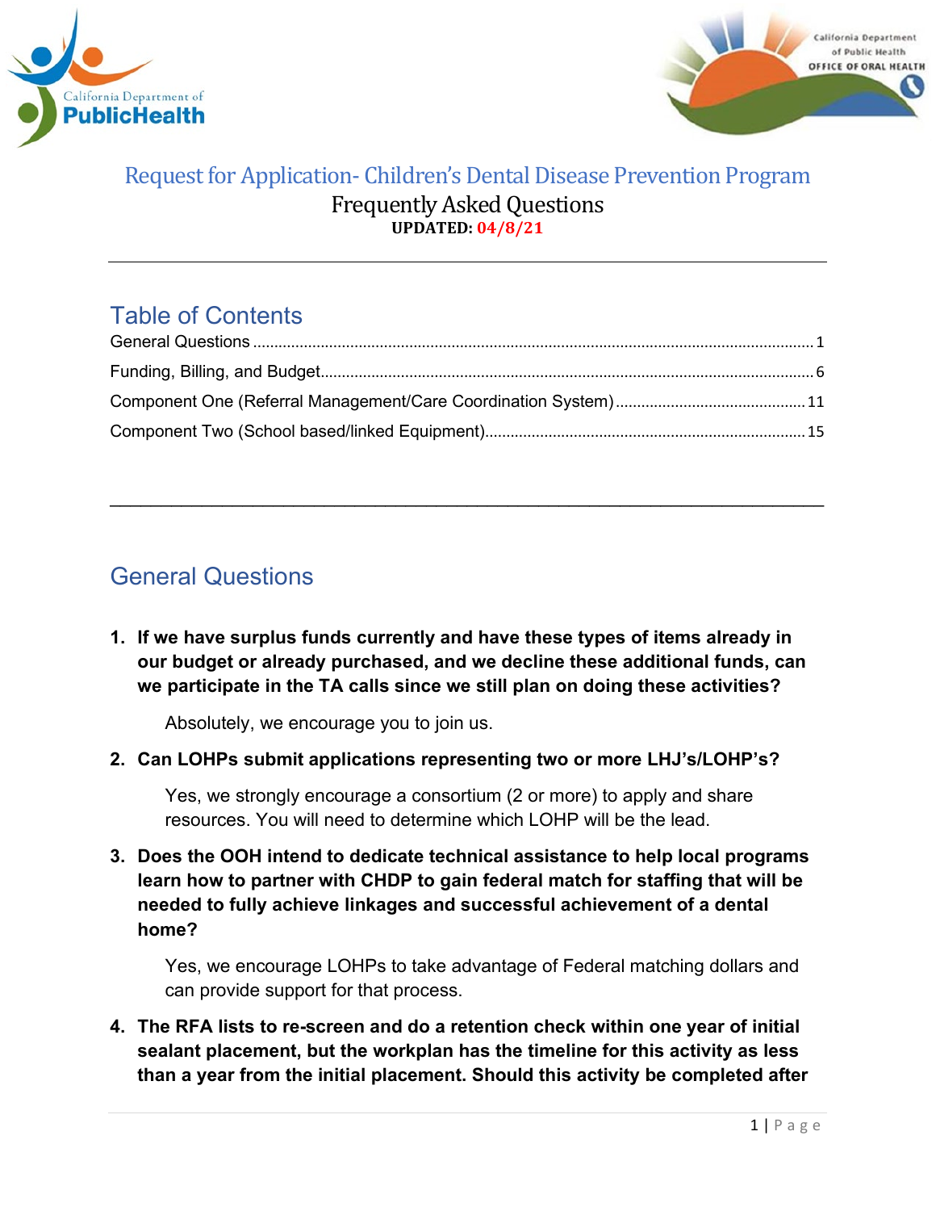# Request for Application- Children's Dental Disease Prevention Program

## Frequently Asked Questions

**UPDATED: 04/8/21**

---

## Table of Contents

General Questions ..... 1
Funding, Billing, and Budget ..... 6
Component One (Referral Management/Care Coordination System) ..... 11
Component Two (School based/linked Equipment) ..... 15

---

## General Questions

1. **If we have surplus funds currently and have these types of items already in our budget or already purchased, and we decline these additional funds, can we participate in the TA calls since we still plan on doing these activities?**

   Absolutely, we encourage you to join us.

2. **Can LOHPs submit applications representing two or more LHJ's/LOHP's?**

   Yes, we strongly encourage a consortium (2 or more) to apply and share resources. You will need to determine which LOHP will be the lead.

3. **Does the OOH intend to dedicate technical assistance to help local programs learn how to partner with CHDP to gain federal match for staffing that will be needed to fully achieve linkages and successful achievement of a dental home?**

   Yes, we encourage LOHPs to take advantage of Federal matching dollars and can provide support for that process.

4. **The RFA lists to re-screen and do a retention check within one year of initial sealant placement, but the workplan has the timeline for this activity as less than a year from the initial placement. Should this activity be completed after**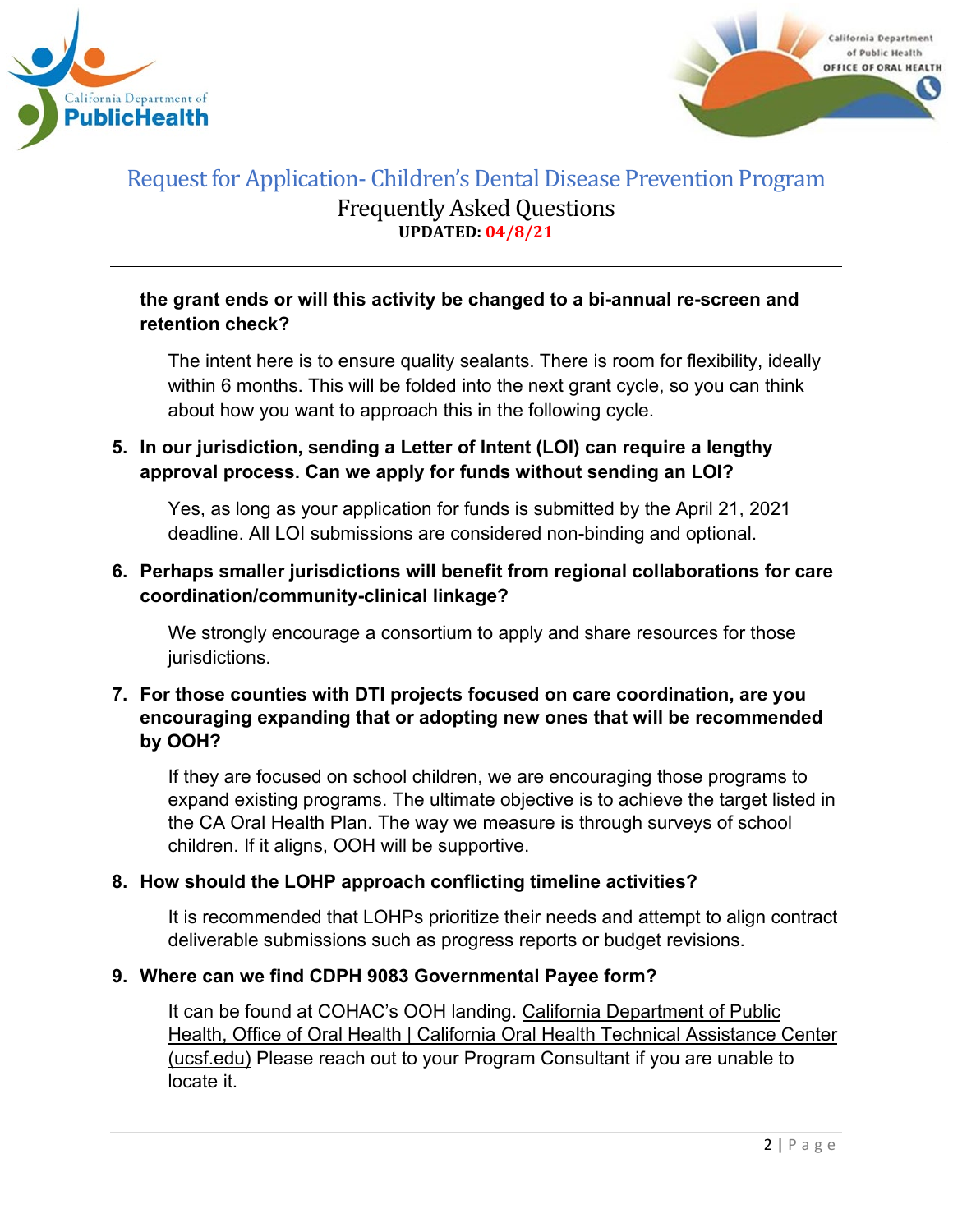**the grant ends or will this activity be changed to a bi-annual re-screen and retention check?**

The intent here is to ensure quality sealants. There is room for flexibility, ideally within 6 months. This will be folded into the next grant cycle, so you can think about how you want to approach this in the following cycle.

5. **In our jurisdiction, sending a Letter of Intent (LOI) can require a lengthy approval process. Can we apply for funds without sending an LOI?**

   Yes, as long as your application for funds is submitted by the April 21, 2021 deadline. All LOI submissions are considered non-binding and optional.

6. **Perhaps smaller jurisdictions will benefit from regional collaborations for care coordination/community-clinical linkage?**

   We strongly encourage a consortium to apply and share resources for those jurisdictions.

7. **For those counties with DTI projects focused on care coordination, are you encouraging expanding that or adopting new ones that will be recommended by OOH?**

   If they are focused on school children, we are encouraging those programs to expand existing programs. The ultimate objective is to achieve the target listed in the CA Oral Health Plan. The way we measure is through surveys of school children. If it aligns, OOH will be supportive.

8. **How should the LOHP approach conflicting timeline activities?**

   It is recommended that LOHPs prioritize their needs and attempt to align contract deliverable submissions such as progress reports or budget revisions.

9. **Where can we find CDPH 9083 Governmental Payee form?**

   It can be found at COHAC's OOH landing. California Department of Public Health, Office of Oral Health | California Oral Health Technical Assistance Center (ucsf.edu) Please reach out to your Program Consultant if you are unable to locate it.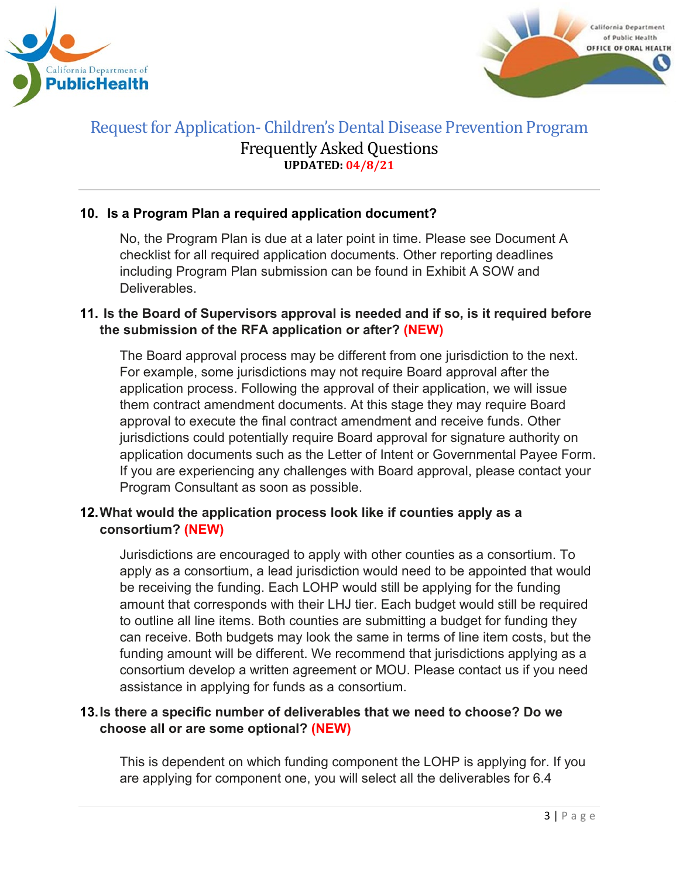**10. Is a Program Plan a required application document?**

No, the Program Plan is due at a later point in time. Please see Document A checklist for all required application documents. Other reporting deadlines including Program Plan submission can be found in Exhibit A SOW and Deliverables.

**11. Is the Board of Supervisors approval is needed and if so, is it required before the submission of the RFA application or after? (NEW)**

The Board approval process may be different from one jurisdiction to the next. For example, some jurisdictions may not require Board approval after the application process. Following the approval of their application, we will issue them contract amendment documents. At this stage they may require Board approval to execute the final contract amendment and receive funds. Other jurisdictions could potentially require Board approval for signature authority on application documents such as the Letter of Intent or Governmental Payee Form. If you are experiencing any challenges with Board approval, please contact your Program Consultant as soon as possible.

**12. What would the application process look like if counties apply as a consortium? (NEW)**

Jurisdictions are encouraged to apply with other counties as a consortium. To apply as a consortium, a lead jurisdiction would need to be appointed that would be receiving the funding. Each LOHP would still be applying for the funding amount that corresponds with their LHJ tier. Each budget would still be required to outline all line items. Both counties are submitting a budget for funding they can receive. Both budgets may look the same in terms of line item costs, but the funding amount will be different. We recommend that jurisdictions applying as a consortium develop a written agreement or MOU. Please contact us if you need assistance in applying for funds as a consortium.

**13. Is there a specific number of deliverables that we need to choose? Do we choose all or are some optional? (NEW)**

This is dependent on which funding component the LOHP is applying for. If you are applying for component one, you will select all the deliverables for 6.4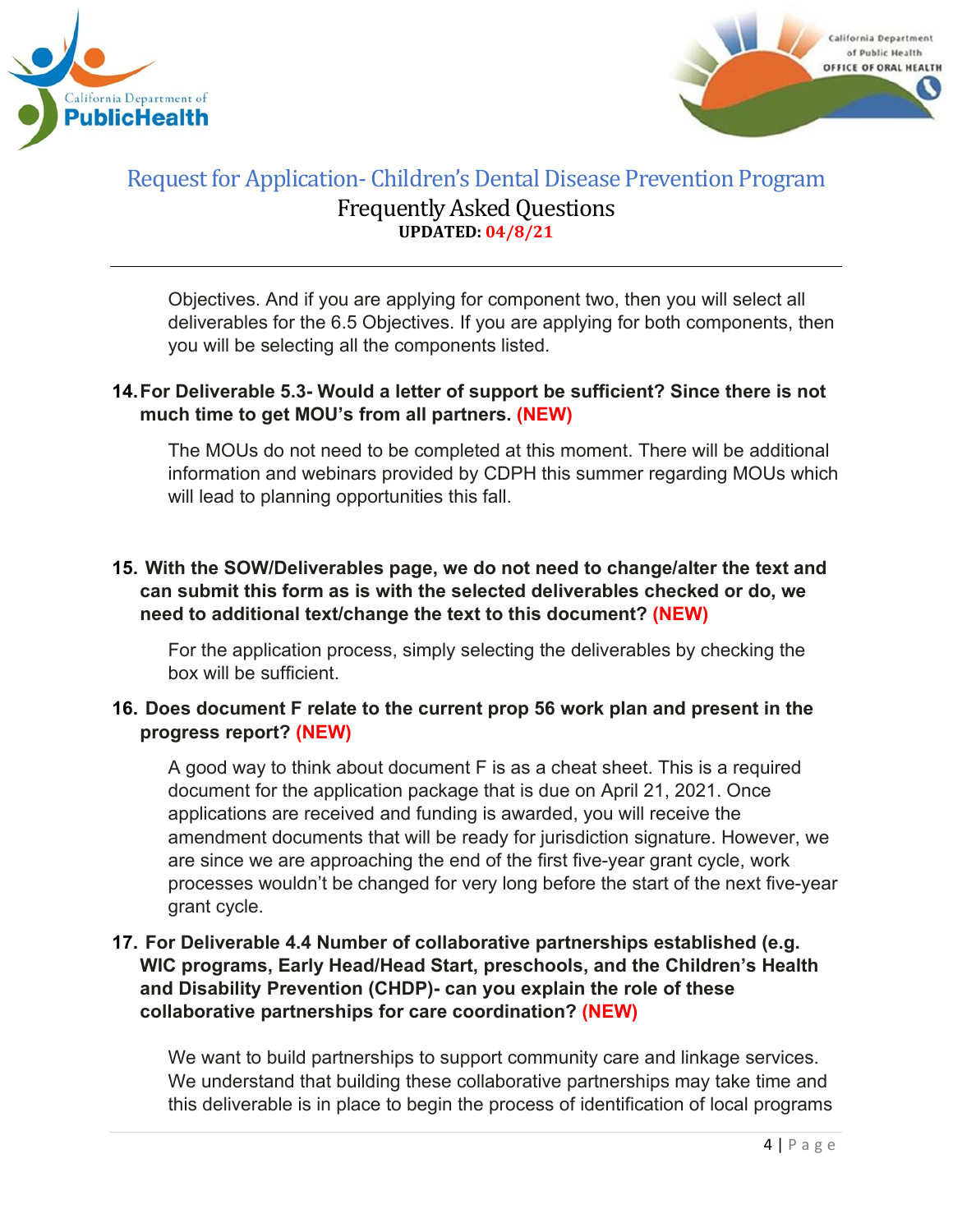Objectives. And if you are applying for component two, then you will select all deliverables for the 6.5 Objectives. If you are applying for both components, then you will be selecting all the components listed.

**14. For Deliverable 5.3- Would a letter of support be sufficient? Since there is not much time to get MOU's from all partners. (NEW)**

The MOUs do not need to be completed at this moment. There will be additional information and webinars provided by CDPH this summer regarding MOUs which will lead to planning opportunities this fall.

**15. With the SOW/Deliverables page, we do not need to change/alter the text and can submit this form as is with the selected deliverables checked or do, we need to additional text/change the text to this document? (NEW)**

For the application process, simply selecting the deliverables by checking the box will be sufficient.

**16. Does document F relate to the current prop 56 work plan and present in the progress report? (NEW)**

A good way to think about document F is as a cheat sheet. This is a required document for the application package that is due on April 21, 2021. Once applications are received and funding is awarded, you will receive the amendment documents that will be ready for jurisdiction signature. However, we are since we are approaching the end of the first five-year grant cycle, work processes wouldn't be changed for very long before the start of the next five-year grant cycle.

**17. For Deliverable 4.4 Number of collaborative partnerships established (e.g. WIC programs, Early Head/Head Start, preschools, and the Children's Health and Disability Prevention (CHDP)- can you explain the role of these collaborative partnerships for care coordination? (NEW)**

We want to build partnerships to support community care and linkage services. We understand that building these collaborative partnerships may take time and this deliverable is in place to begin the process of identification of local programs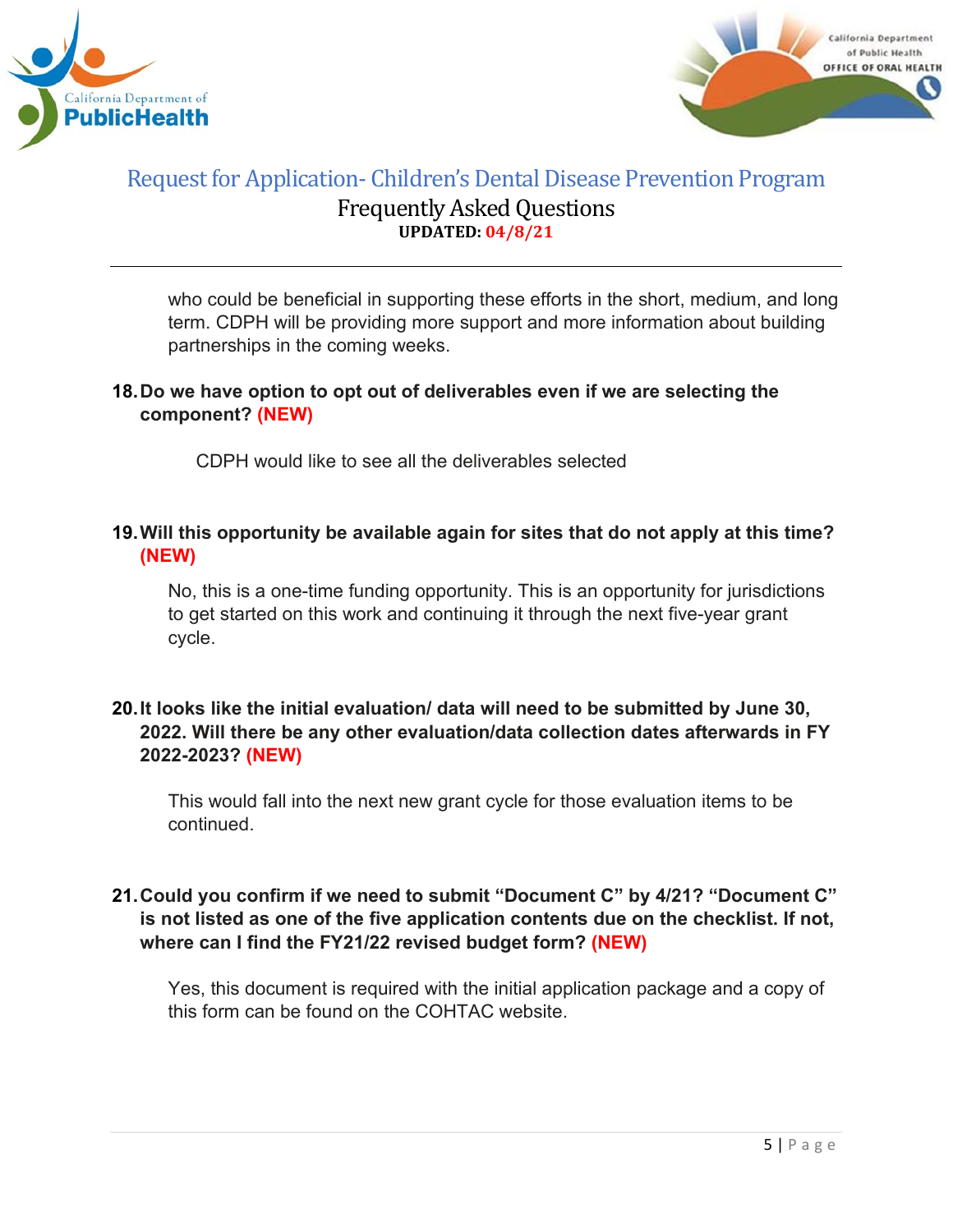who could be beneficial in supporting these efforts in the short, medium, and long term. CDPH will be providing more support and more information about building partnerships in the coming weeks.

**18. Do we have option to opt out of deliverables even if we are selecting the component? (NEW)**

CDPH would like to see all the deliverables selected

**19. Will this opportunity be available again for sites that do not apply at this time? (NEW)**

No, this is a one-time funding opportunity. This is an opportunity for jurisdictions to get started on this work and continuing it through the next five-year grant cycle.

**20. It looks like the initial evaluation/ data will need to be submitted by June 30, 2022. Will there be any other evaluation/data collection dates afterwards in FY 2022-2023? (NEW)**

This would fall into the next new grant cycle for those evaluation items to be continued.

**21. Could you confirm if we need to submit "Document C" by 4/21? "Document C" is not listed as one of the five application contents due on the checklist. If not, where can I find the FY21/22 revised budget form? (NEW)**

Yes, this document is required with the initial application package and a copy of this form can be found on the COHTAC website.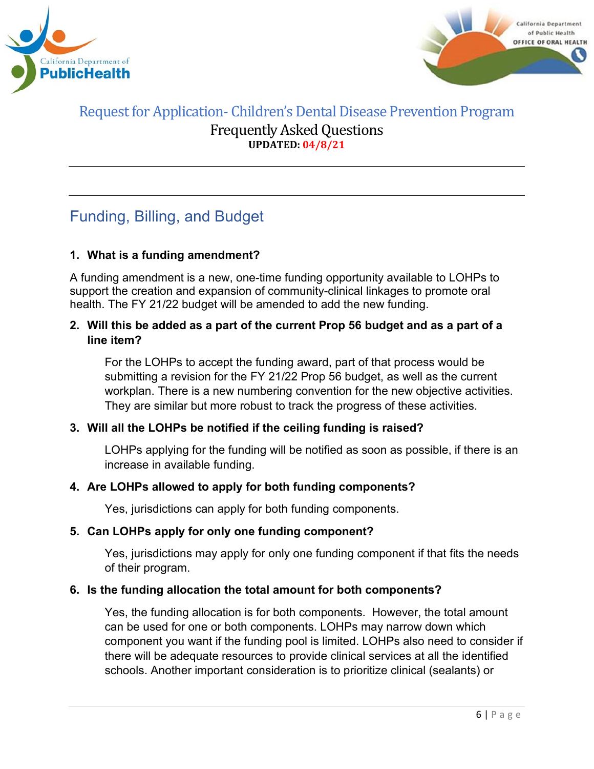# Request for Application- Children's Dental Disease Prevention Program

Frequently Asked Questions

**UPDATED: 04/8/21**

---

---

## Funding, Billing, and Budget

**1. What is a funding amendment?**

A funding amendment is a new, one-time funding opportunity available to LOHPs to support the creation and expansion of community-clinical linkages to promote oral health. The FY 21/22 budget will be amended to add the new funding.

**2. Will this be added as a part of the current Prop 56 budget and as a part of a line item?**

For the LOHPs to accept the funding award, part of that process would be submitting a revision for the FY 21/22 Prop 56 budget, as well as the current workplan. There is a new numbering convention for the new objective activities. They are similar but more robust to track the progress of these activities.

**3. Will all the LOHPs be notified if the ceiling funding is raised?**

LOHPs applying for the funding will be notified as soon as possible, if there is an increase in available funding.

**4. Are LOHPs allowed to apply for both funding components?**

Yes, jurisdictions can apply for both funding components.

**5. Can LOHPs apply for only one funding component?**

Yes, jurisdictions may apply for only one funding component if that fits the needs of their program.

**6. Is the funding allocation the total amount for both components?**

Yes, the funding allocation is for both components. However, the total amount can be used for one or both components. LOHPs may narrow down which component you want if the funding pool is limited. LOHPs also need to consider if there will be adequate resources to provide clinical services at all the identified schools. Another important consideration is to prioritize clinical (sealants) or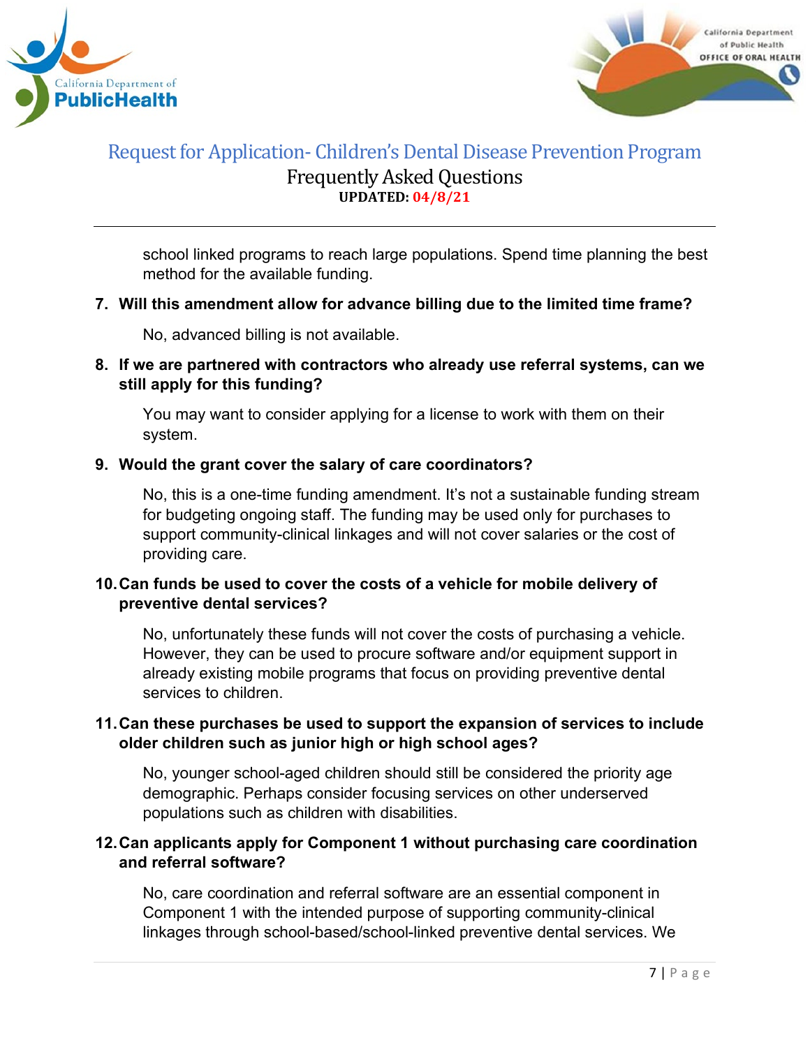school linked programs to reach large populations. Spend time planning the best method for the available funding.

7. **Will this amendment allow for advance billing due to the limited time frame?**

   No, advanced billing is not available.

8. **If we are partnered with contractors who already use referral systems, can we still apply for this funding?**

   You may want to consider applying for a license to work with them on their system.

9. **Would the grant cover the salary of care coordinators?**

   No, this is a one-time funding amendment. It's not a sustainable funding stream for budgeting ongoing staff. The funding may be used only for purchases to support community-clinical linkages and will not cover salaries or the cost of providing care.

10. **Can funds be used to cover the costs of a vehicle for mobile delivery of preventive dental services?**

    No, unfortunately these funds will not cover the costs of purchasing a vehicle. However, they can be used to procure software and/or equipment support in already existing mobile programs that focus on providing preventive dental services to children.

11. **Can these purchases be used to support the expansion of services to include older children such as junior high or high school ages?**

    No, younger school-aged children should still be considered the priority age demographic. Perhaps consider focusing services on other underserved populations such as children with disabilities.

12. **Can applicants apply for Component 1 without purchasing care coordination and referral software?**

    No, care coordination and referral software are an essential component in Component 1 with the intended purpose of supporting community-clinical linkages through school-based/school-linked preventive dental services. We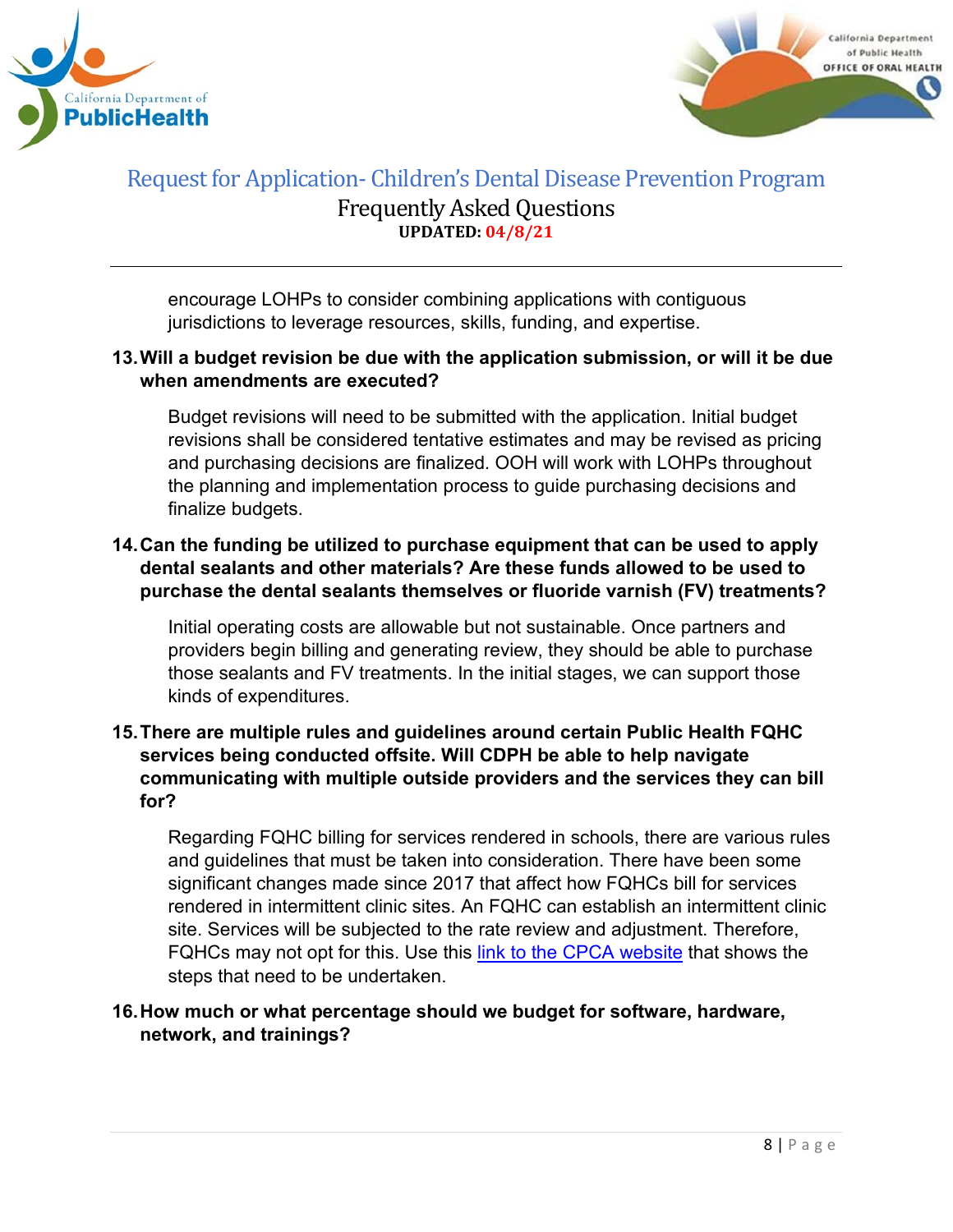encourage LOHPs to consider combining applications with contiguous jurisdictions to leverage resources, skills, funding, and expertise.

**13. Will a budget revision be due with the application submission, or will it be due when amendments are executed?**

Budget revisions will need to be submitted with the application. Initial budget revisions shall be considered tentative estimates and may be revised as pricing and purchasing decisions are finalized. OOH will work with LOHPs throughout the planning and implementation process to guide purchasing decisions and finalize budgets.

**14. Can the funding be utilized to purchase equipment that can be used to apply dental sealants and other materials? Are these funds allowed to be used to purchase the dental sealants themselves or fluoride varnish (FV) treatments?**

Initial operating costs are allowable but not sustainable. Once partners and providers begin billing and generating review, they should be able to purchase those sealants and FV treatments. In the initial stages, we can support those kinds of expenditures.

**15. There are multiple rules and guidelines around certain Public Health FQHC services being conducted offsite. Will CDPH be able to help navigate communicating with multiple outside providers and the services they can bill for?**

Regarding FQHC billing for services rendered in schools, there are various rules and guidelines that must be taken into consideration. There have been some significant changes made since 2017 that affect how FQHCs bill for services rendered in intermittent clinic sites. An FQHC can establish an intermittent clinic site. Services will be subjected to the rate review and adjustment. Therefore, FQHCs may not opt for this. Use this link to the CPCA website that shows the steps that need to be undertaken.

**16. How much or what percentage should we budget for software, hardware, network, and trainings?**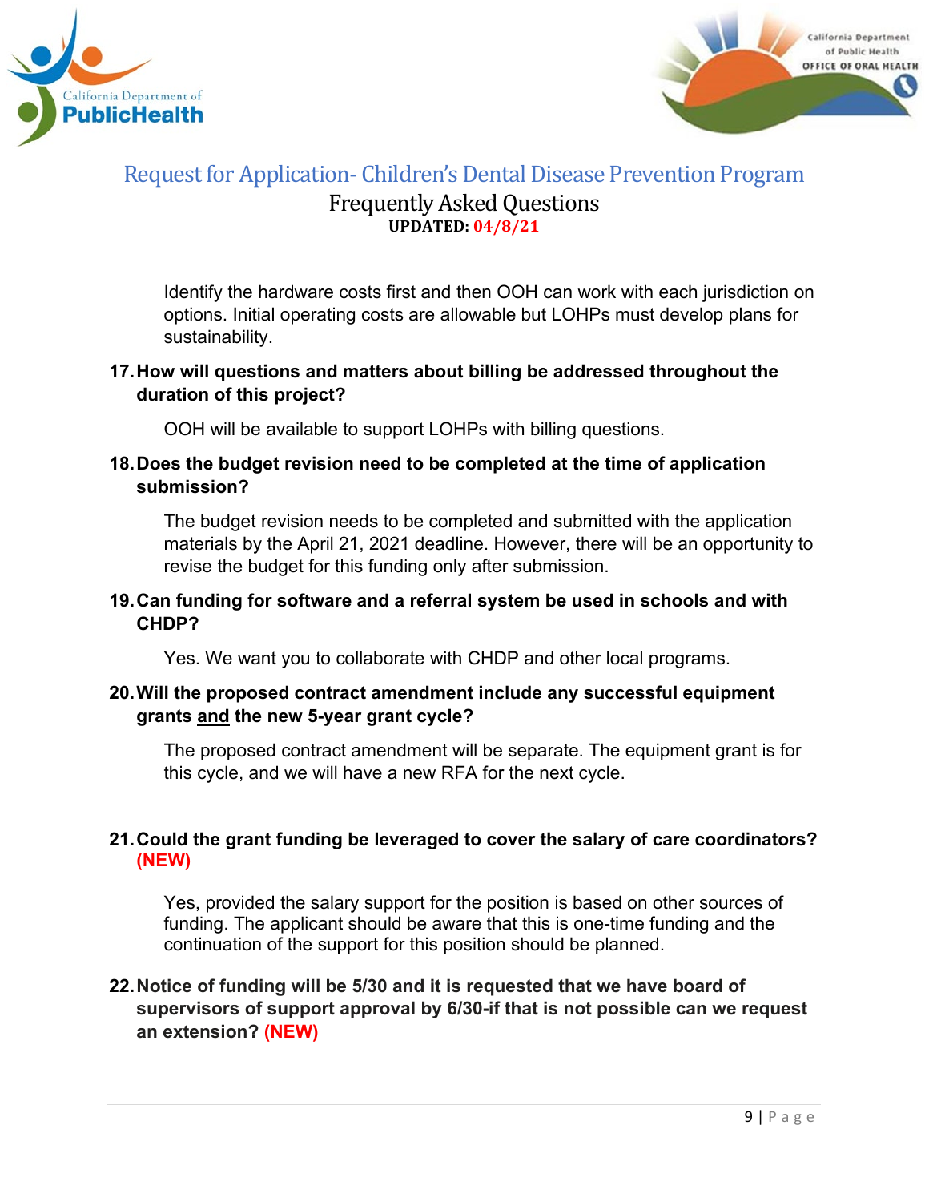Identify the hardware costs first and then OOH can work with each jurisdiction on options. Initial operating costs are allowable but LOHPs must develop plans for sustainability.

**17. How will questions and matters about billing be addressed throughout the duration of this project?**

OOH will be available to support LOHPs with billing questions.

**18. Does the budget revision need to be completed at the time of application submission?**

The budget revision needs to be completed and submitted with the application materials by the April 21, 2021 deadline. However, there will be an opportunity to revise the budget for this funding only after submission.

**19. Can funding for software and a referral system be used in schools and with CHDP?**

Yes. We want you to collaborate with CHDP and other local programs.

**20. Will the proposed contract amendment include any successful equipment grants and the new 5-year grant cycle?**

The proposed contract amendment will be separate. The equipment grant is for this cycle, and we will have a new RFA for the next cycle.

**21. Could the grant funding be leveraged to cover the salary of care coordinators? (NEW)**

Yes, provided the salary support for the position is based on other sources of funding. The applicant should be aware that this is one-time funding and the continuation of the support for this position should be planned.

**22. Notice of funding will be 5/30 and it is requested that we have board of supervisors of support approval by 6/30-if that is not possible can we request an extension? (NEW)**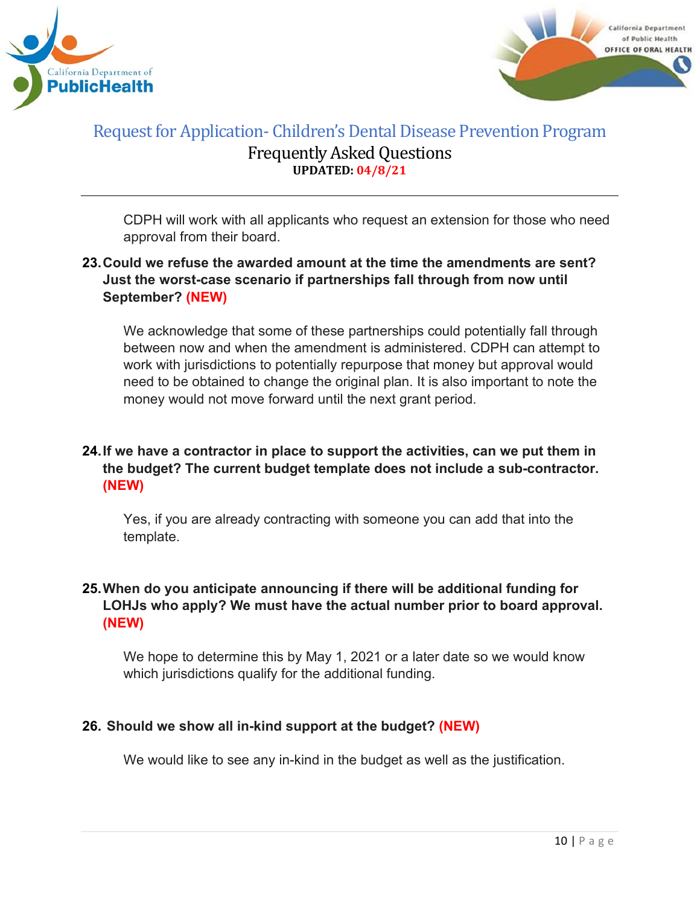CDPH will work with all applicants who request an extension for those who need approval from their board.

**23. Could we refuse the awarded amount at the time the amendments are sent? Just the worst-case scenario if partnerships fall through from now until September? (NEW)**

We acknowledge that some of these partnerships could potentially fall through between now and when the amendment is administered. CDPH can attempt to work with jurisdictions to potentially repurpose that money but approval would need to be obtained to change the original plan. It is also important to note the money would not move forward until the next grant period.

**24. If we have a contractor in place to support the activities, can we put them in the budget? The current budget template does not include a sub-contractor. (NEW)**

Yes, if you are already contracting with someone you can add that into the template.

**25. When do you anticipate announcing if there will be additional funding for LOHJs who apply? We must have the actual number prior to board approval. (NEW)**

We hope to determine this by May 1, 2021 or a later date so we would know which jurisdictions qualify for the additional funding.

**26. Should we show all in-kind support at the budget? (NEW)**

We would like to see any in-kind in the budget as well as the justification.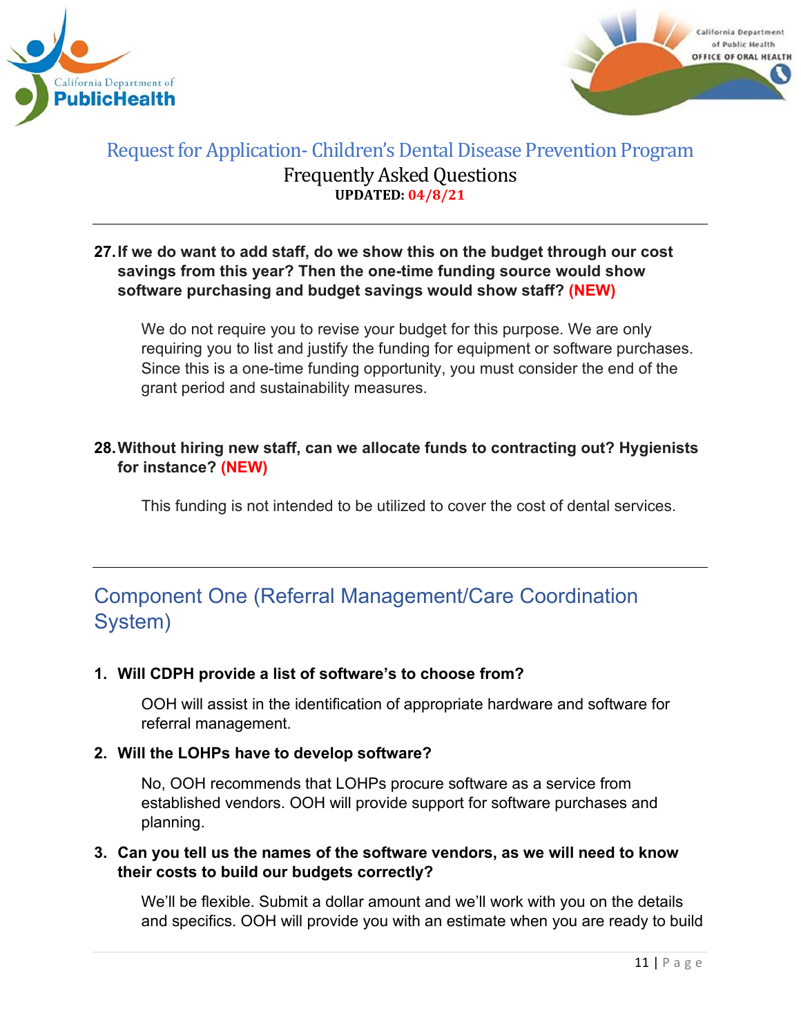**27. If we do want to add staff, do we show this on the budget through our cost savings from this year? Then the one-time funding source would show software purchasing and budget savings would show staff? (NEW)**

We do not require you to revise your budget for this purpose. We are only requiring you to list and justify the funding for equipment or software purchases. Since this is a one-time funding opportunity, you must consider the end of the grant period and sustainability measures.

**28. Without hiring new staff, can we allocate funds to contracting out? Hygienists for instance? (NEW)**

This funding is not intended to be utilized to cover the cost of dental services.

## Component One (Referral Management/Care Coordination System)

**1. Will CDPH provide a list of software's to choose from?**

OOH will assist in the identification of appropriate hardware and software for referral management.

**2. Will the LOHPs have to develop software?**

No, OOH recommends that LOHPs procure software as a service from established vendors. OOH will provide support for software purchases and planning.

**3. Can you tell us the names of the software vendors, as we will need to know their costs to build our budgets correctly?**

We'll be flexible. Submit a dollar amount and we'll work with you on the details and specifics. OOH will provide you with an estimate when you are ready to build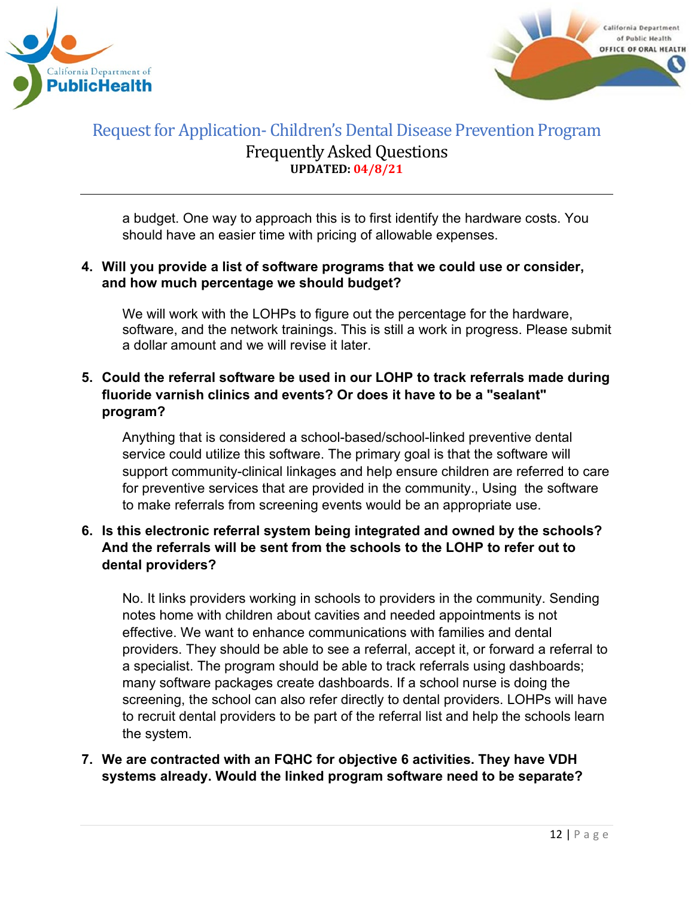a budget. One way to approach this is to first identify the hardware costs. You should have an easier time with pricing of allowable expenses.

4. **Will you provide a list of software programs that we could use or consider, and how much percentage we should budget?**

   We will work with the LOHPs to figure out the percentage for the hardware, software, and the network trainings. This is still a work in progress. Please submit a dollar amount and we will revise it later.

5. **Could the referral software be used in our LOHP to track referrals made during fluoride varnish clinics and events? Or does it have to be a "sealant" program?**

   Anything that is considered a school-based/school-linked preventive dental service could utilize this software. The primary goal is that the software will support community-clinical linkages and help ensure children are referred to care for preventive services that are provided in the community., Using the software to make referrals from screening events would be an appropriate use.

6. **Is this electronic referral system being integrated and owned by the schools? And the referrals will be sent from the schools to the LOHP to refer out to dental providers?**

   No. It links providers working in schools to providers in the community. Sending notes home with children about cavities and needed appointments is not effective. We want to enhance communications with families and dental providers. They should be able to see a referral, accept it, or forward a referral to a specialist. The program should be able to track referrals using dashboards; many software packages create dashboards. If a school nurse is doing the screening, the school can also refer directly to dental providers. LOHPs will have to recruit dental providers to be part of the referral list and help the schools learn the system.

7. **We are contracted with an FQHC for objective 6 activities. They have VDH systems already. Would the linked program software need to be separate?**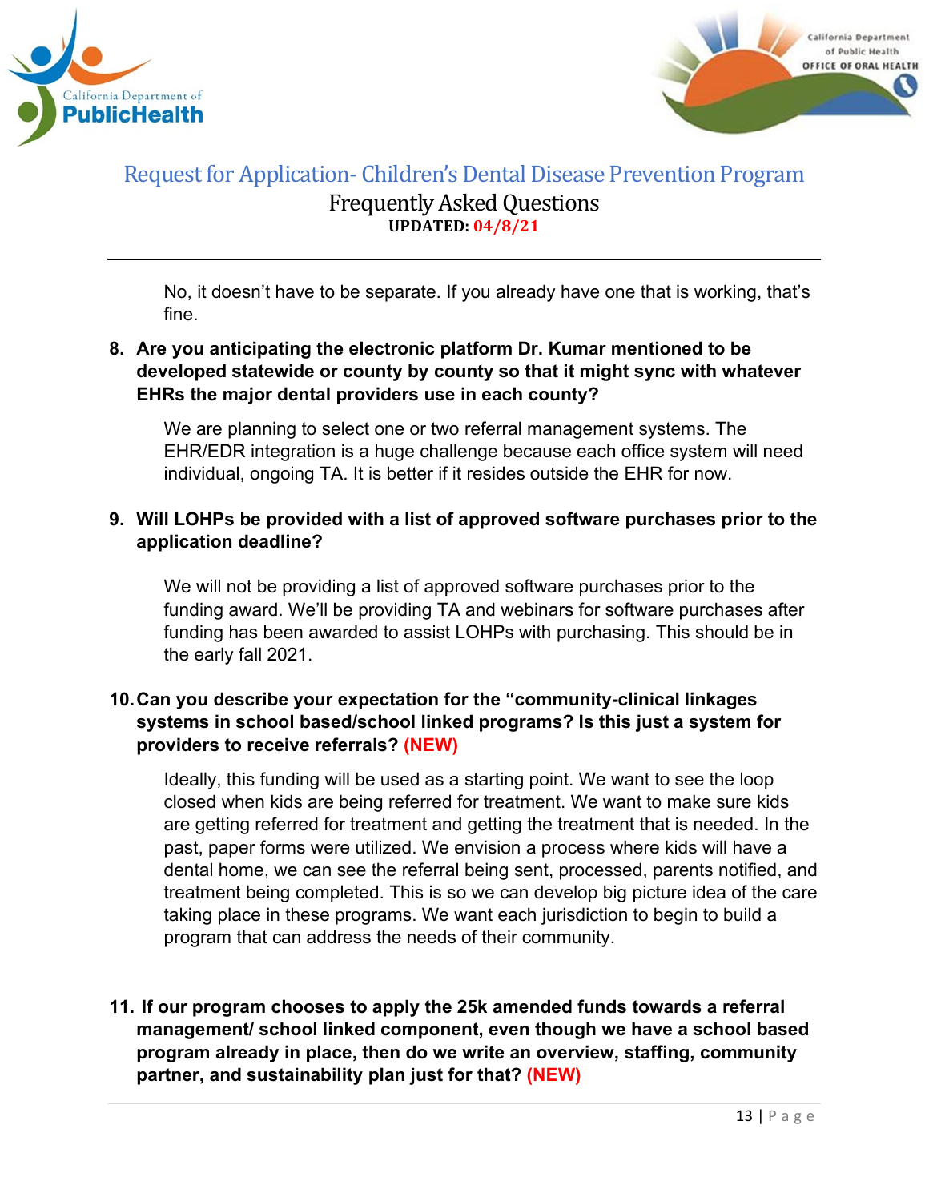No, it doesn't have to be separate. If you already have one that is working, that's fine.

8. **Are you anticipating the electronic platform Dr. Kumar mentioned to be developed statewide or county by county so that it might sync with whatever EHRs the major dental providers use in each county?**

   We are planning to select one or two referral management systems. The EHR/EDR integration is a huge challenge because each office system will need individual, ongoing TA. It is better if it resides outside the EHR for now.

9. **Will LOHPs be provided with a list of approved software purchases prior to the application deadline?**

   We will not be providing a list of approved software purchases prior to the funding award. We'll be providing TA and webinars for software purchases after funding has been awarded to assist LOHPs with purchasing. This should be in the early fall 2021.

10. **Can you describe your expectation for the "community-clinical linkages systems in school based/school linked programs? Is this just a system for providers to receive referrals? (NEW)**

    Ideally, this funding will be used as a starting point. We want to see the loop closed when kids are being referred for treatment. We want to make sure kids are getting referred for treatment and getting the treatment that is needed. In the past, paper forms were utilized. We envision a process where kids will have a dental home, we can see the referral being sent, processed, parents notified, and treatment being completed. This is so we can develop big picture idea of the care taking place in these programs. We want each jurisdiction to begin to build a program that can address the needs of their community.

11. **If our program chooses to apply the 25k amended funds towards a referral management/ school linked component, even though we have a school based program already in place, then do we write an overview, staffing, community partner, and sustainability plan just for that? (NEW)**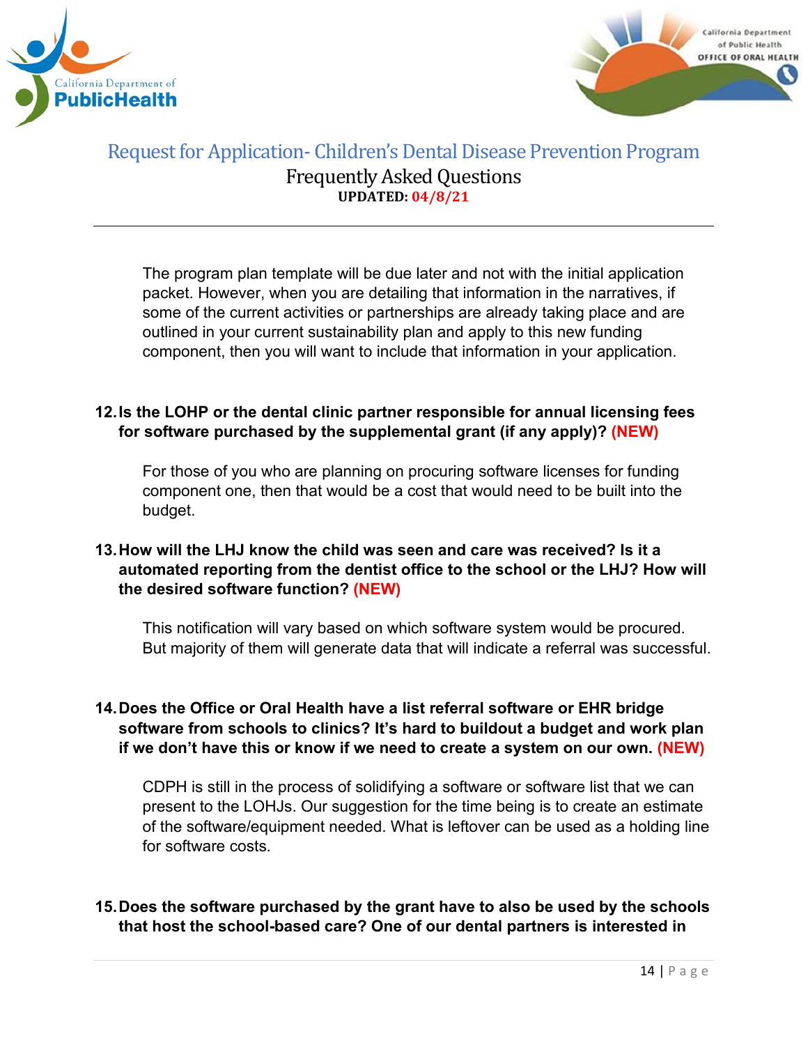The program plan template will be due later and not with the initial application packet. However, when you are detailing that information in the narratives, if some of the current activities or partnerships are already taking place and are outlined in your current sustainability plan and apply to this new funding component, then you will want to include that information in your application.

**12. Is the LOHP or the dental clinic partner responsible for annual licensing fees for software purchased by the supplemental grant (if any apply)? (NEW)**

For those of you who are planning on procuring software licenses for funding component one, then that would be a cost that would need to be built into the budget.

**13. How will the LHJ know the child was seen and care was received? Is it a automated reporting from the dentist office to the school or the LHJ? How will the desired software function? (NEW)**

This notification will vary based on which software system would be procured. But majority of them will generate data that will indicate a referral was successful.

**14. Does the Office or Oral Health have a list referral software or EHR bridge software from schools to clinics? It's hard to buildout a budget and work plan if we don't have this or know if we need to create a system on our own. (NEW)**

CDPH is still in the process of solidifying a software or software list that we can present to the LOHJs. Our suggestion for the time being is to create an estimate of the software/equipment needed. What is leftover can be used as a holding line for software costs.

**15. Does the software purchased by the grant have to also be used by the schools that host the school-based care? One of our dental partners is interested in**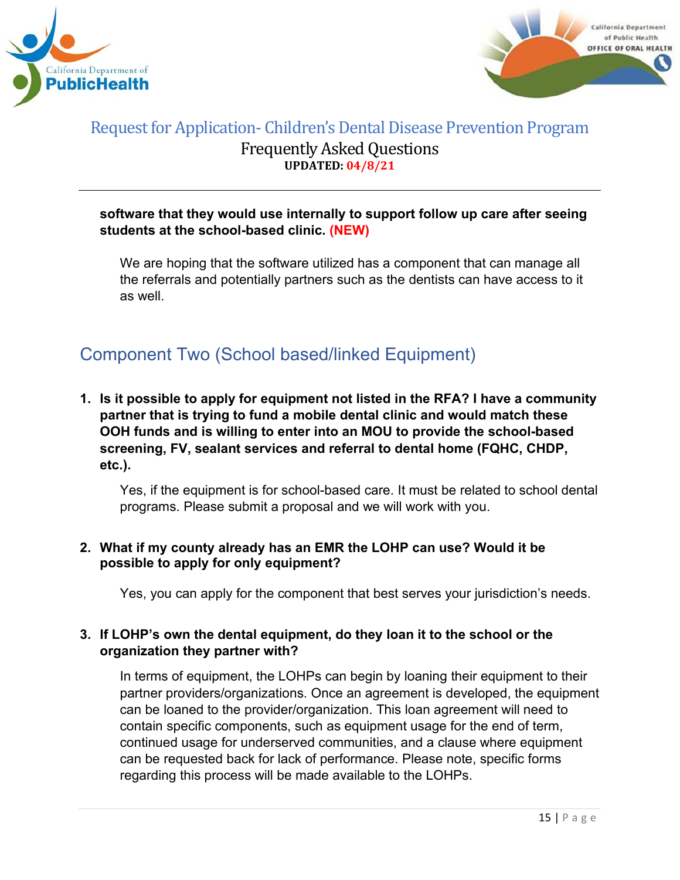**software that they would use internally to support follow up care after seeing students at the school-based clinic. (NEW)**

We are hoping that the software utilized has a component that can manage all the referrals and potentially partners such as the dentists can have access to it as well.

## Component Two (School based/linked Equipment)

1. **Is it possible to apply for equipment not listed in the RFA? I have a community partner that is trying to fund a mobile dental clinic and would match these OOH funds and is willing to enter into an MOU to provide the school-based screening, FV, sealant services and referral to dental home (FQHC, CHDP, etc.).**

   Yes, if the equipment is for school-based care. It must be related to school dental programs. Please submit a proposal and we will work with you.

2. **What if my county already has an EMR the LOHP can use? Would it be possible to apply for only equipment?**

   Yes, you can apply for the component that best serves your jurisdiction's needs.

3. **If LOHP's own the dental equipment, do they loan it to the school or the organization they partner with?**

   In terms of equipment, the LOHPs can begin by loaning their equipment to their partner providers/organizations. Once an agreement is developed, the equipment can be loaned to the provider/organization. This loan agreement will need to contain specific components, such as equipment usage for the end of term, continued usage for underserved communities, and a clause where equipment can be requested back for lack of performance. Please note, specific forms regarding this process will be made available to the LOHPs.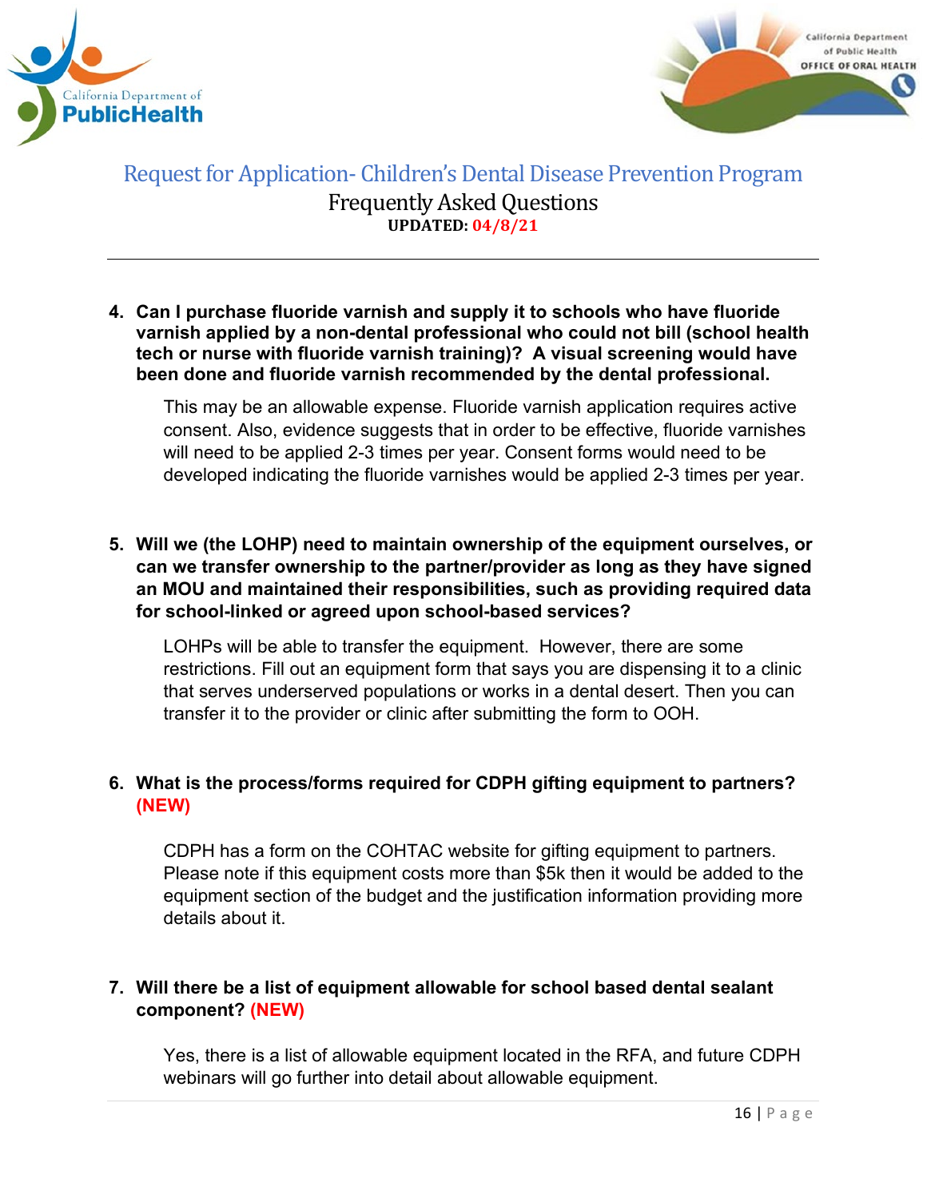Request for Application- Children's Dental Disease Prevention Program

Frequently Asked Questions

**UPDATED: 04/8/21**

---

4. **Can I purchase fluoride varnish and supply it to schools who have fluoride varnish applied by a non-dental professional who could not bill (school health tech or nurse with fluoride varnish training)? A visual screening would have been done and fluoride varnish recommended by the dental professional.**

   This may be an allowable expense. Fluoride varnish application requires active consent. Also, evidence suggests that in order to be effective, fluoride varnishes will need to be applied 2-3 times per year. Consent forms would need to be developed indicating the fluoride varnishes would be applied 2-3 times per year.

5. **Will we (the LOHP) need to maintain ownership of the equipment ourselves, or can we transfer ownership to the partner/provider as long as they have signed an MOU and maintained their responsibilities, such as providing required data for school-linked or agreed upon school-based services?**

   LOHPs will be able to transfer the equipment. However, there are some restrictions. Fill out an equipment form that says you are dispensing it to a clinic that serves underserved populations or works in a dental desert. Then you can transfer it to the provider or clinic after submitting the form to OOH.

6. **What is the process/forms required for CDPH gifting equipment to partners? (NEW)**

   CDPH has a form on the COHTAC website for gifting equipment to partners. Please note if this equipment costs more than $5k then it would be added to the equipment section of the budget and the justification information providing more details about it.

7. **Will there be a list of equipment allowable for school based dental sealant component? (NEW)**

   Yes, there is a list of allowable equipment located in the RFA, and future CDPH webinars will go further into detail about allowable equipment.